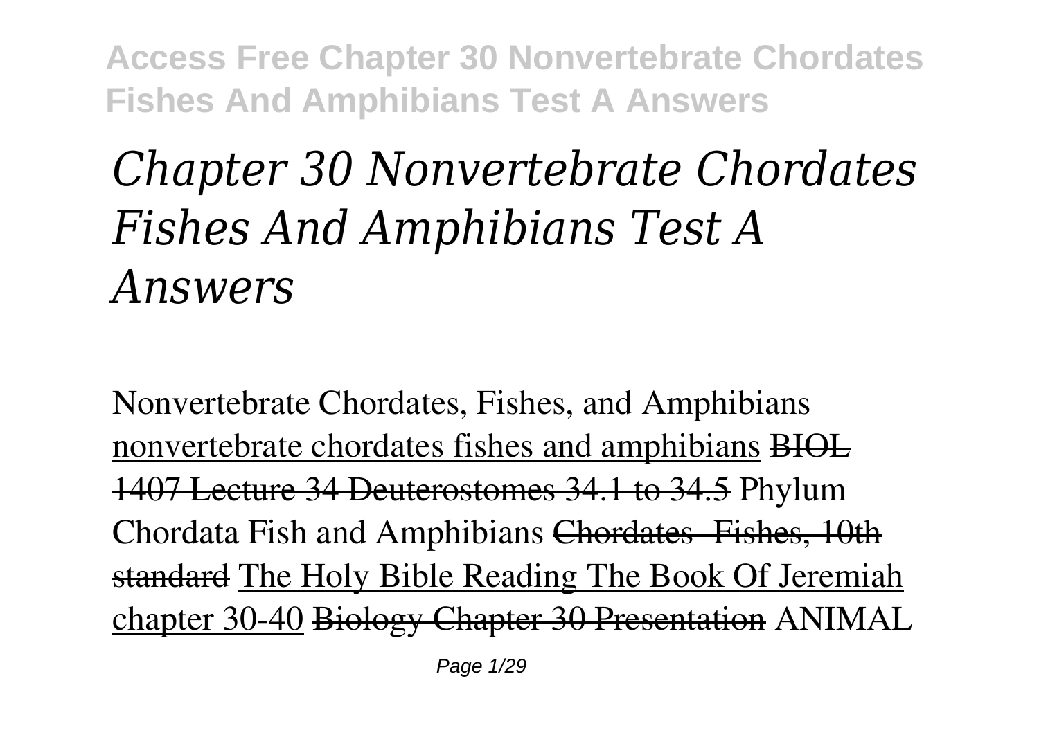# *Chapter 30 Nonvertebrate Chordates Fishes And Amphibians Test A Answers*

Nonvertebrate Chordates, Fishes, and Amphibians nonvertebrate chordates fishes and amphibians ~~BIOL 1407 Lecture 34 Deuterostomes 34.1 to 34.5~~ Phylum Chordata Fish and Amphibians ~~Chordates- Fishes, 10th standard~~ The Holy Bible Reading The Book Of Jeremiah chapter 30-40 ~~Biology Chapter 30 Presentation~~ ANIMAL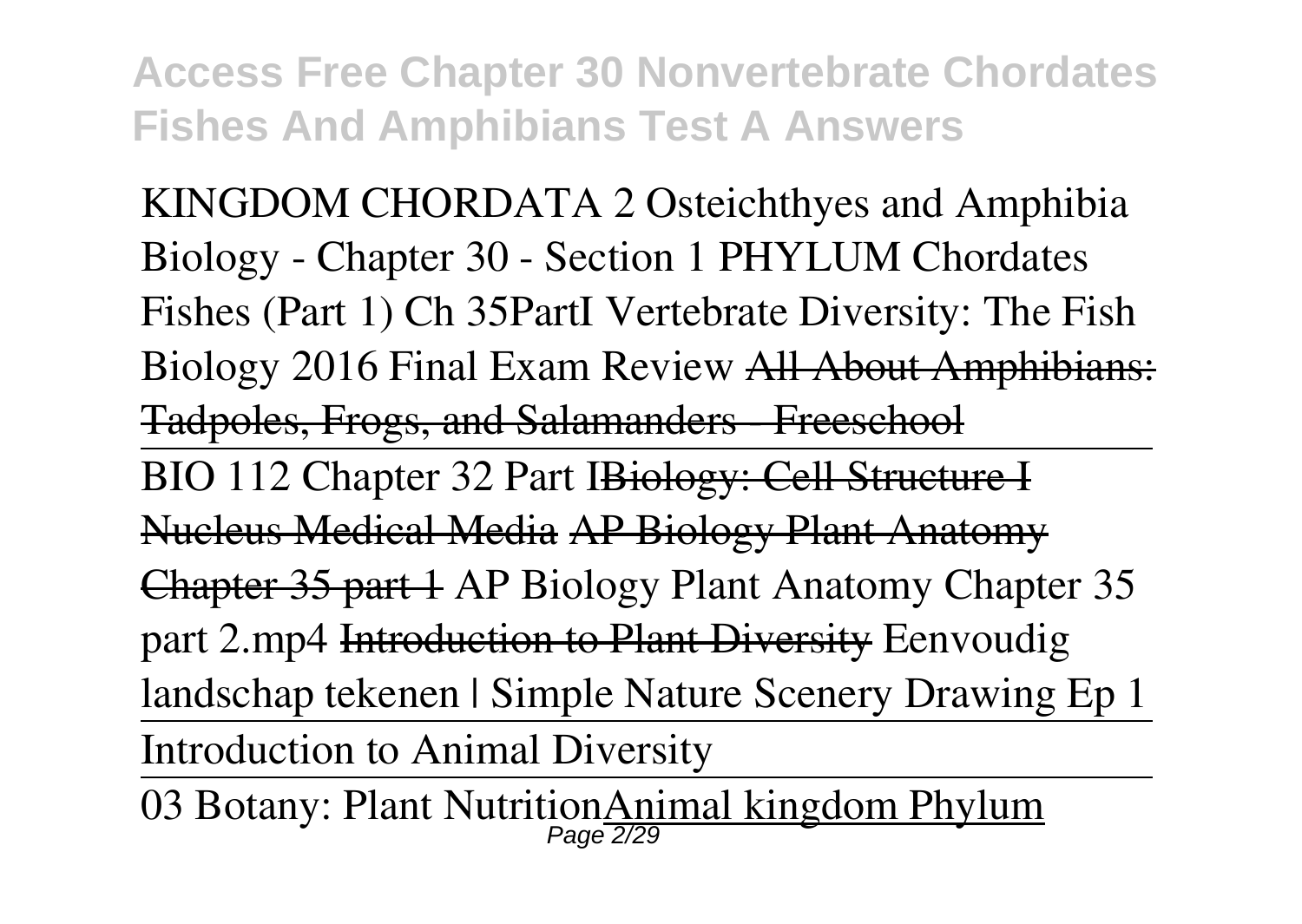KINGDOM CHORDATA 2 Osteichthyes and Amphibia Biology - Chapter 30 - Section 1 PHYLUM Chordates Fishes (Part 1) Ch 35PartI Vertebrate Diversity: The Fish Biology 2016 Final Exam Review ~~All About Amphibians: Tadpoles, Frogs, and Salamanders - Freeschool~~

BIO 112 Chapter 32 Part I~~Biology: Cell Structure I Nucleus Medical Media~~ ~~AP Biology Plant Anatomy Chapter 35 part 1~~ AP Biology Plant Anatomy Chapter 35 part 2.mp4 ~~Introduction to Plant Diversity~~ Eenvoudig landschap tekenen | Simple Nature Scenery Drawing Ep 1

Introduction to Animal Diversity

03 Botany: Plant NutritionAnimal kingdom Phylum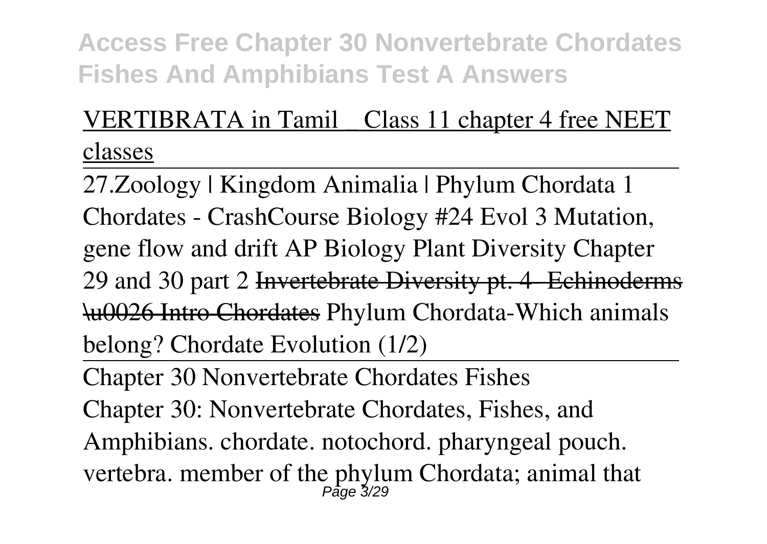VERTIBRATA in Tamil _ Class 11 chapter 4 free NEET classes

27.Zoology | Kingdom Animalia | Phylum Chordata 1 Chordates - CrashCourse Biology #24 Evol 3 Mutation, gene flow and drift AP Biology Plant Diversity Chapter 29 and 30 part 2 ~~Invertebrate Diversity pt. 4- Echinoderms \u0026 Intro Chordates~~ Phylum Chordata-Which animals belong? Chordate Evolution (1/2)

Chapter 30 Nonvertebrate Chordates Fishes

Chapter 30: Nonvertebrate Chordates, Fishes, and Amphibians. chordate. notochord. pharyngeal pouch. vertebra. member of the phylum Chordata; animal that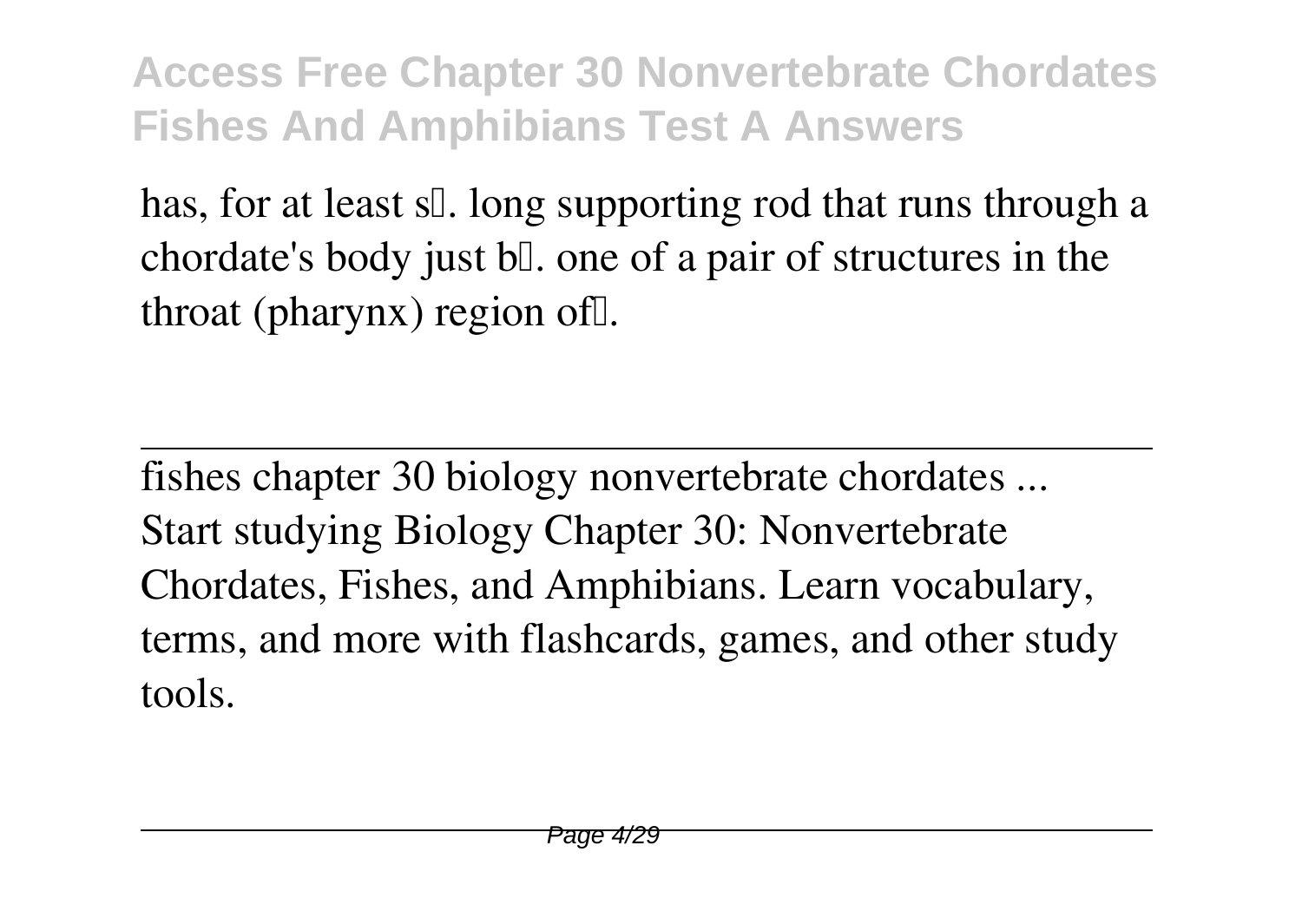has, for at least s…. long supporting rod that runs through a chordate's body just b…. one of a pair of structures in the throat (pharynx) region of….

---

fishes chapter 30 biology nonvertebrate chordates ...

Start studying Biology Chapter 30: Nonvertebrate Chordates, Fishes, and Amphibians. Learn vocabulary, terms, and more with flashcards, games, and other study tools.

---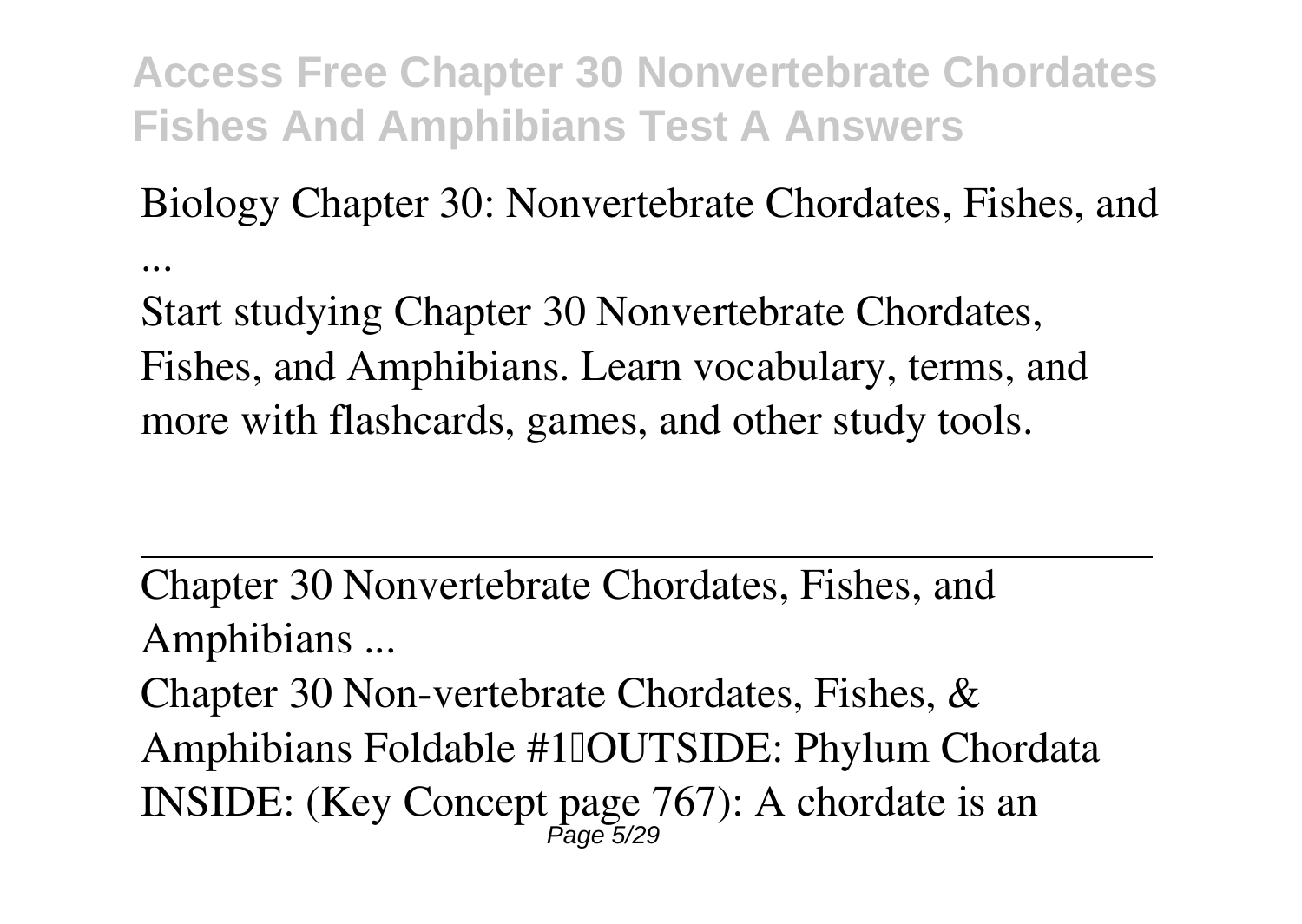Biology Chapter 30: Nonvertebrate Chordates, Fishes, and ...

Start studying Chapter 30 Nonvertebrate Chordates, Fishes, and Amphibians. Learn vocabulary, terms, and more with flashcards, games, and other study tools.

---

Chapter 30 Nonvertebrate Chordates, Fishes, and Amphibians ...

Chapter 30 Non-vertebrate Chordates, Fishes, & Amphibians Foldable #1OUTSIDE: Phylum Chordata INSIDE: (Key Concept page 767): A chordate is an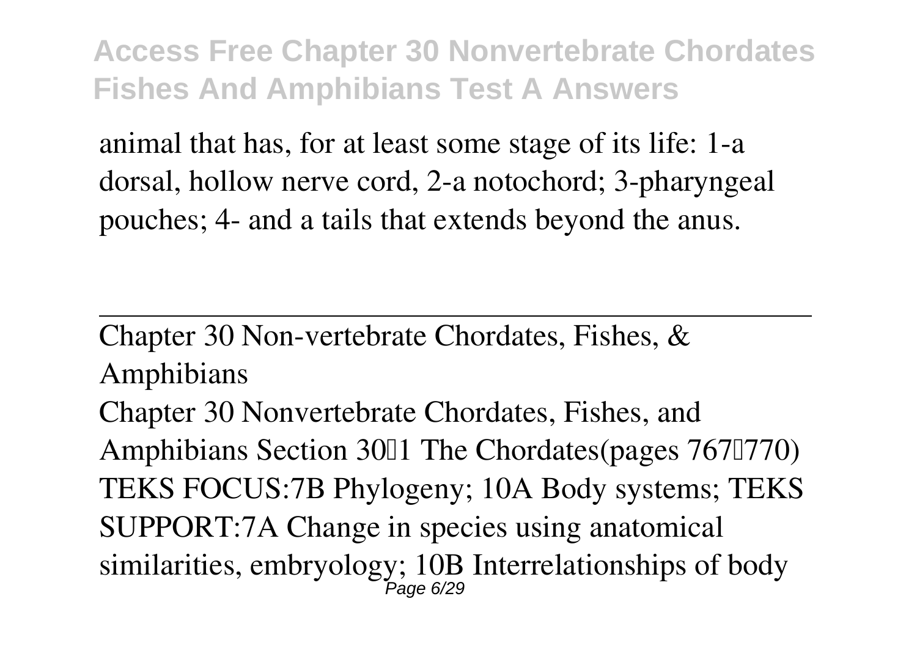animal that has, for at least some stage of its life: 1-a dorsal, hollow nerve cord, 2-a notochord; 3-pharyngeal pouches; 4- and a tails that extends beyond the anus.

---

Chapter 30 Non-vertebrate Chordates, Fishes, & Amphibians

Chapter 30 Nonvertebrate Chordates, Fishes, and Amphibians Section 30–1 The Chordates(pages 767–770) TEKS FOCUS:7B Phylogeny; 10A Body systems; TEKS SUPPORT:7A Change in species using anatomical similarities, embryology; 10B Interrelationships of body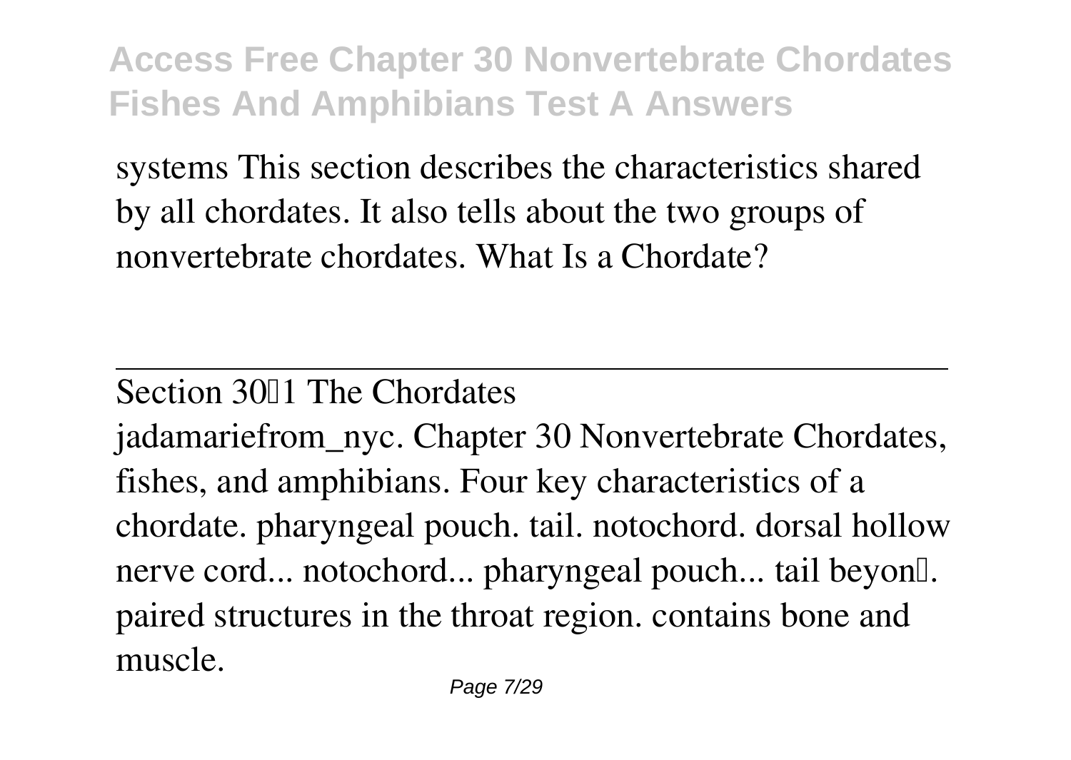systems This section describes the characteristics shared by all chordates. It also tells about the two groups of nonvertebrate chordates. What Is a Chordate?

---

Section 30–1 The Chordates

jadamariefrom_nyc. Chapter 30 Nonvertebrate Chordates, fishes, and amphibians. Four key characteristics of a chordate. pharyngeal pouch. tail. notochord. dorsal hollow nerve cord... notochord... pharyngeal pouch... tail beyon…. paired structures in the throat region. contains bone and muscle.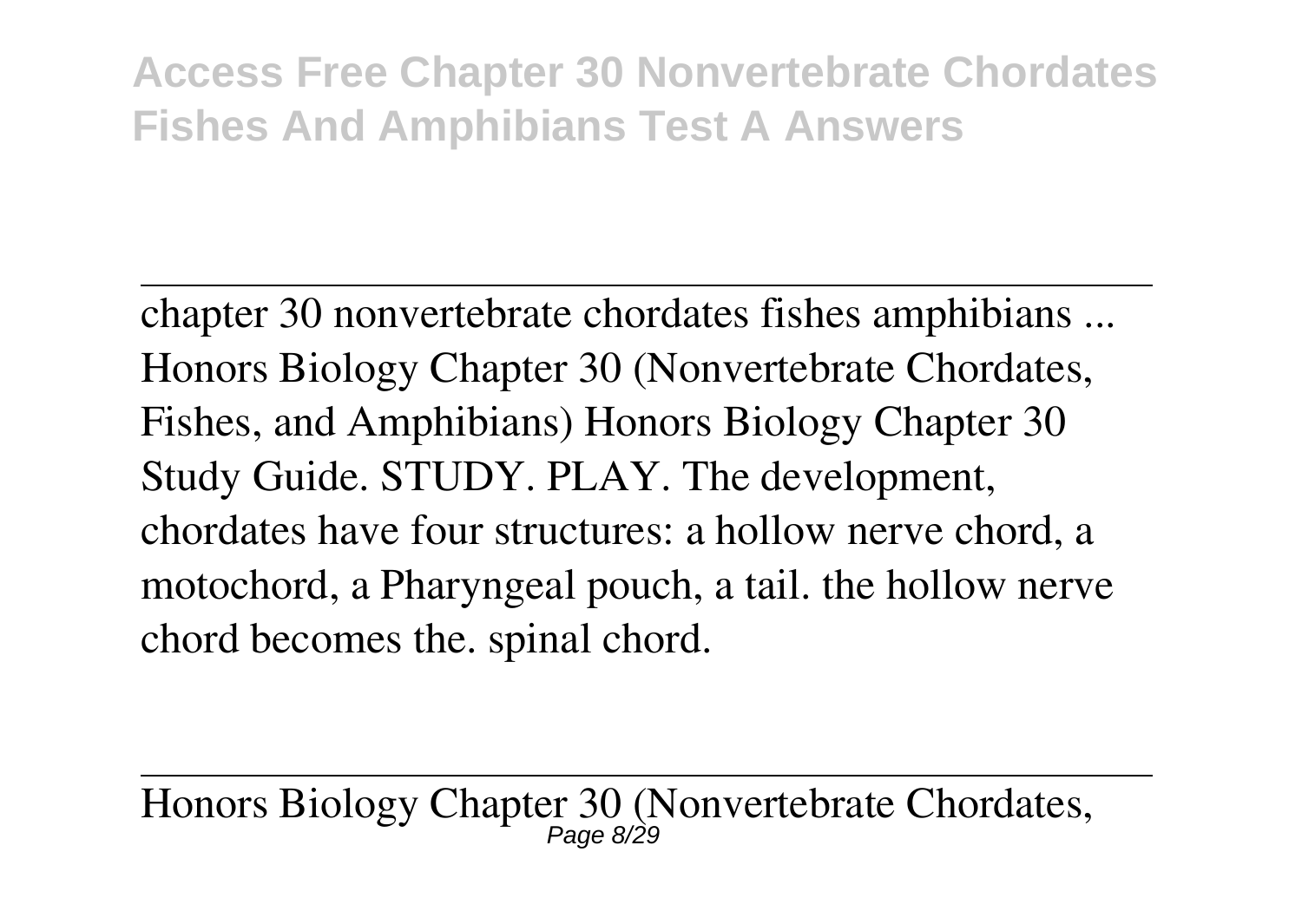chapter 30 nonvertebrate chordates fishes amphibians ...
Honors Biology Chapter 30 (Nonvertebrate Chordates, Fishes, and Amphibians) Honors Biology Chapter 30 Study Guide. STUDY. PLAY. The development, chordates have four structures: a hollow nerve chord, a motochord, a Pharyngeal pouch, a tail. the hollow nerve chord becomes the. spinal chord.

Honors Biology Chapter 30 (Nonvertebrate Chordates,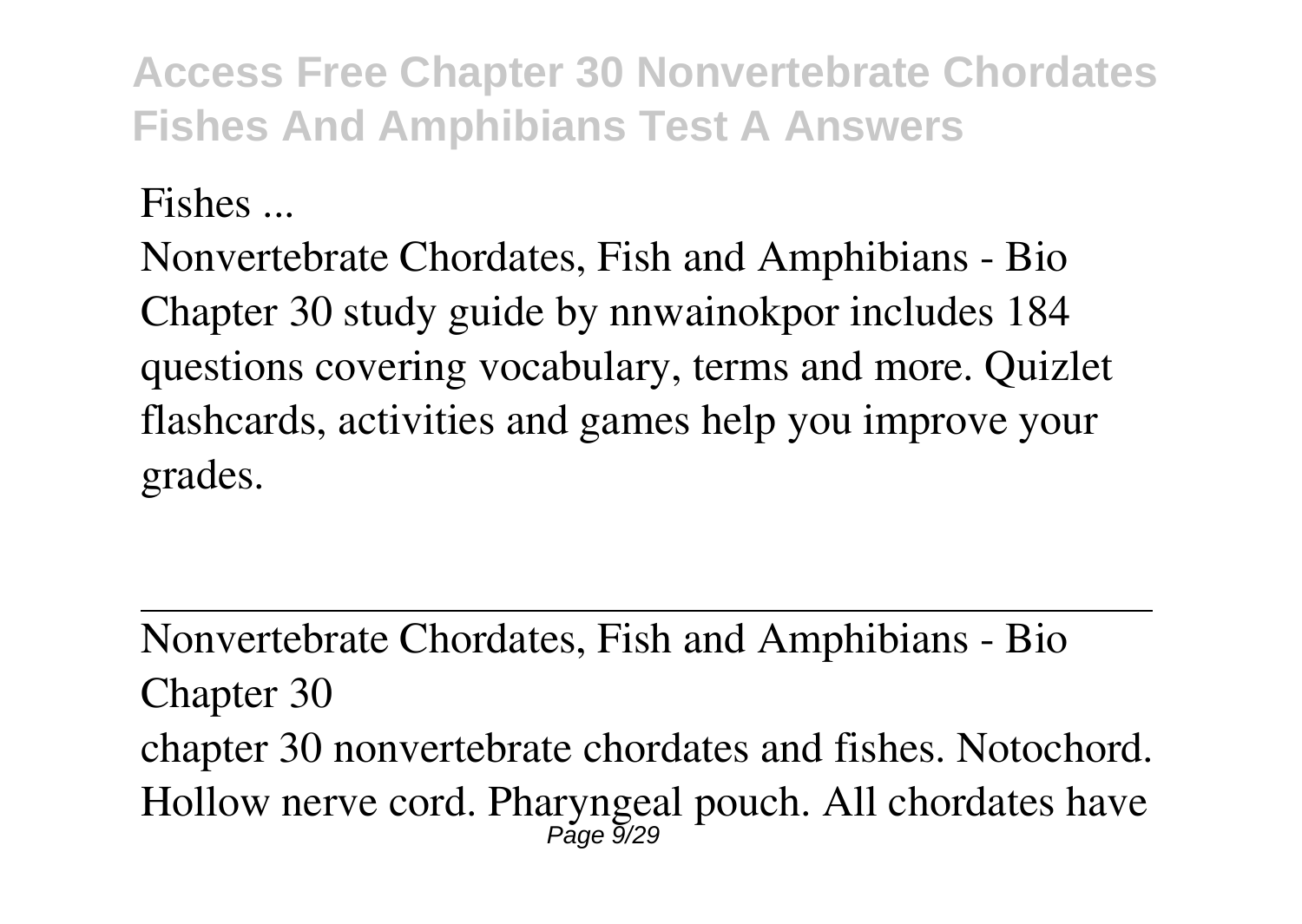Fishes ...

Nonvertebrate Chordates, Fish and Amphibians - Bio Chapter 30 study guide by nnwainokpor includes 184 questions covering vocabulary, terms and more. Quizlet flashcards, activities and games help you improve your grades.

---

Nonvertebrate Chordates, Fish and Amphibians - Bio Chapter 30

chapter 30 nonvertebrate chordates and fishes. Notochord. Hollow nerve cord. Pharyngeal pouch. All chordates have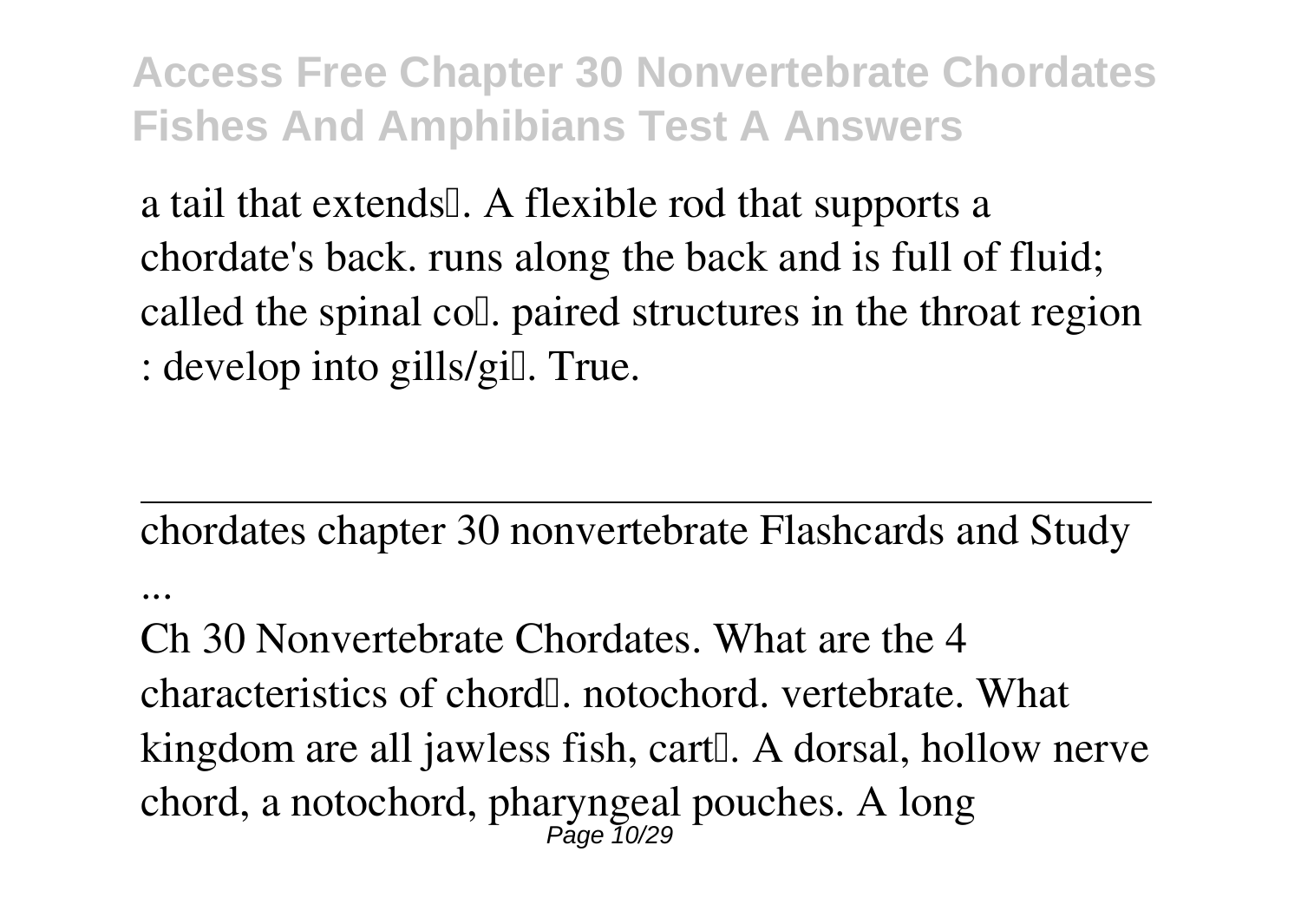a tail that extends…. A flexible rod that supports a chordate's back. runs along the back and is full of fluid; called the spinal co…. paired structures in the throat region : develop into gills/gi…. True.

---

chordates chapter 30 nonvertebrate Flashcards and Study ...

Ch 30 Nonvertebrate Chordates. What are the 4 characteristics of chord…. notochord. vertebrate. What kingdom are all jawless fish, cart…. A dorsal, hollow nerve chord, a notochord, pharyngeal pouches. A long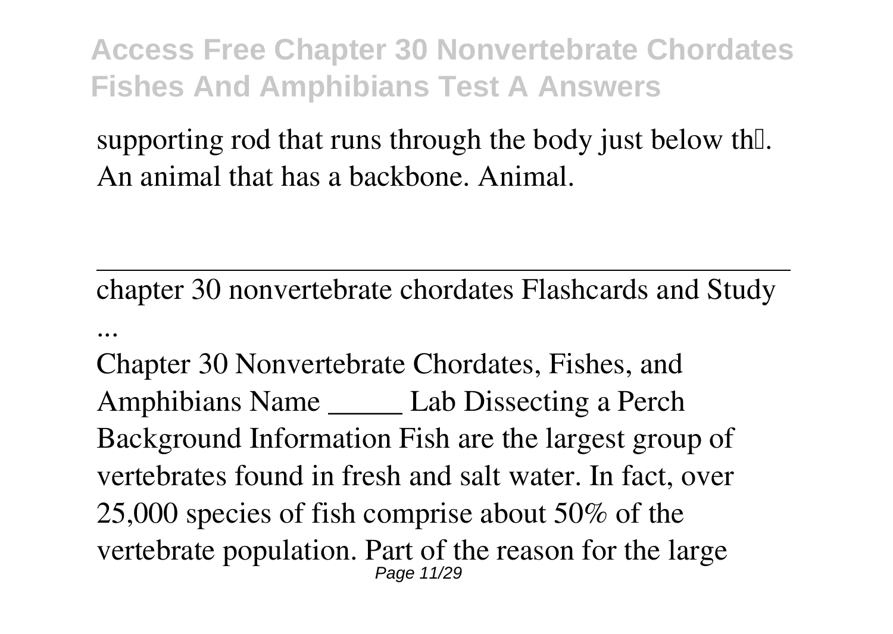supporting rod that runs through the body just below th□. An animal that has a backbone. Animal.

---

chapter 30 nonvertebrate chordates Flashcards and Study ...

Chapter 30 Nonvertebrate Chordates, Fishes, and Amphibians Name _____ Lab Dissecting a Perch Background Information Fish are the largest group of vertebrates found in fresh and salt water. In fact, over 25,000 species of fish comprise about 50% of the vertebrate population. Part of the reason for the large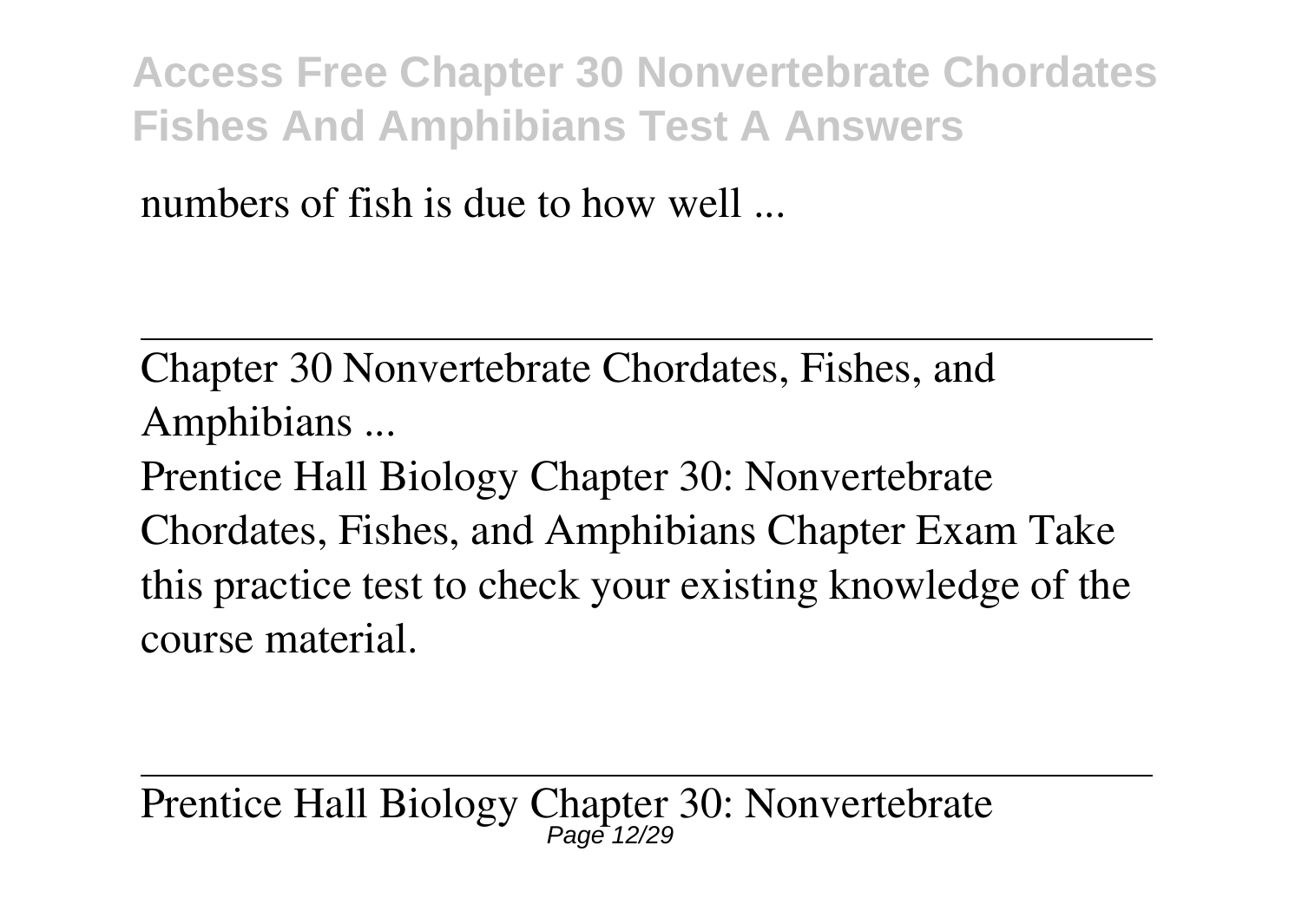numbers of fish is due to how well ...

---

Chapter 30 Nonvertebrate Chordates, Fishes, and Amphibians ...

Prentice Hall Biology Chapter 30: Nonvertebrate Chordates, Fishes, and Amphibians Chapter Exam Take this practice test to check your existing knowledge of the course material.

---

Prentice Hall Biology Chapter 30: Nonvertebrate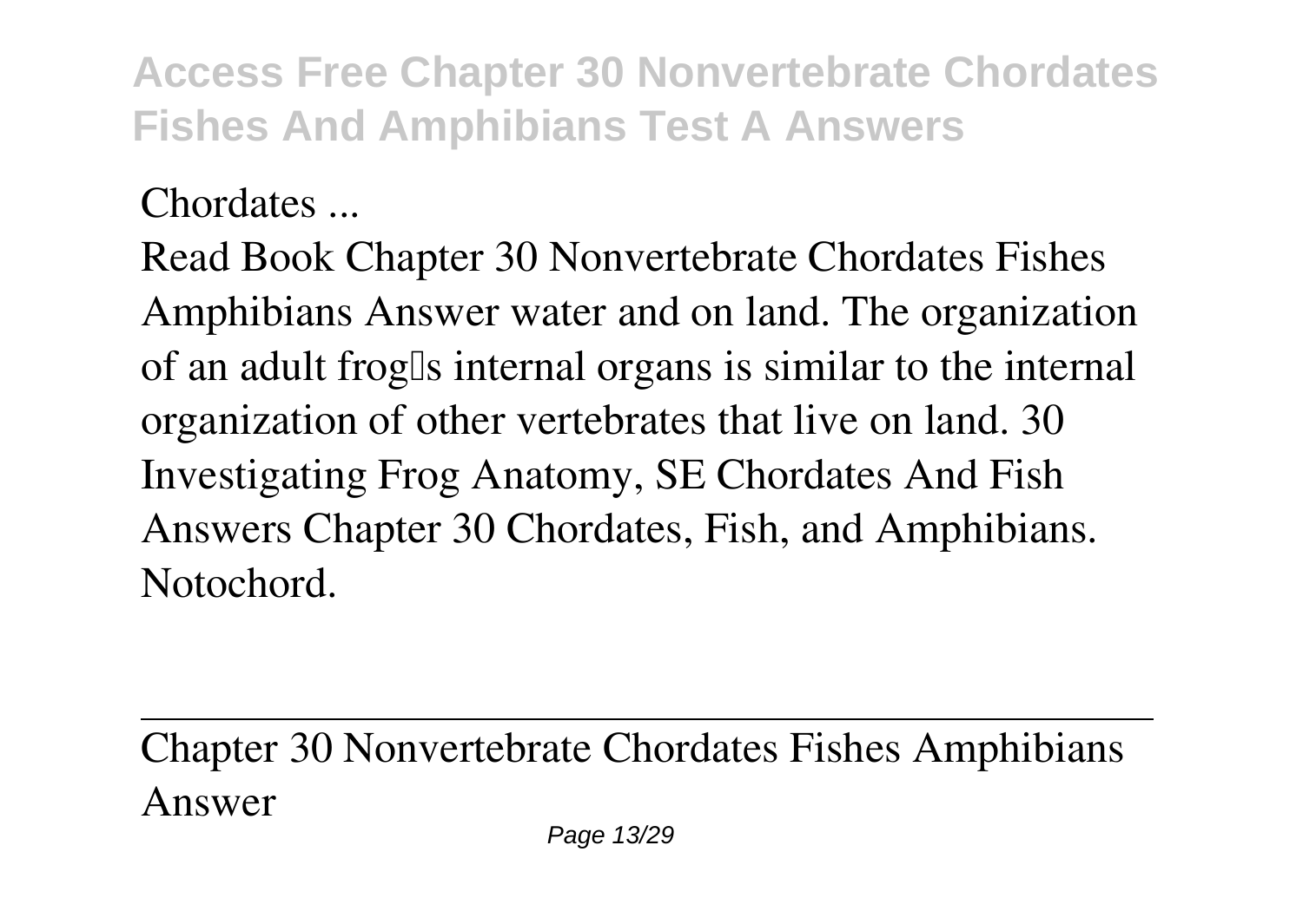Chordates ...

Read Book Chapter 30 Nonvertebrate Chordates Fishes Amphibians Answer water and on land. The organization of an adult frog's internal organs is similar to the internal organization of other vertebrates that live on land. 30 Investigating Frog Anatomy, SE Chordates And Fish Answers Chapter 30 Chordates, Fish, and Amphibians. Notochord.

---

Chapter 30 Nonvertebrate Chordates Fishes Amphibians Answer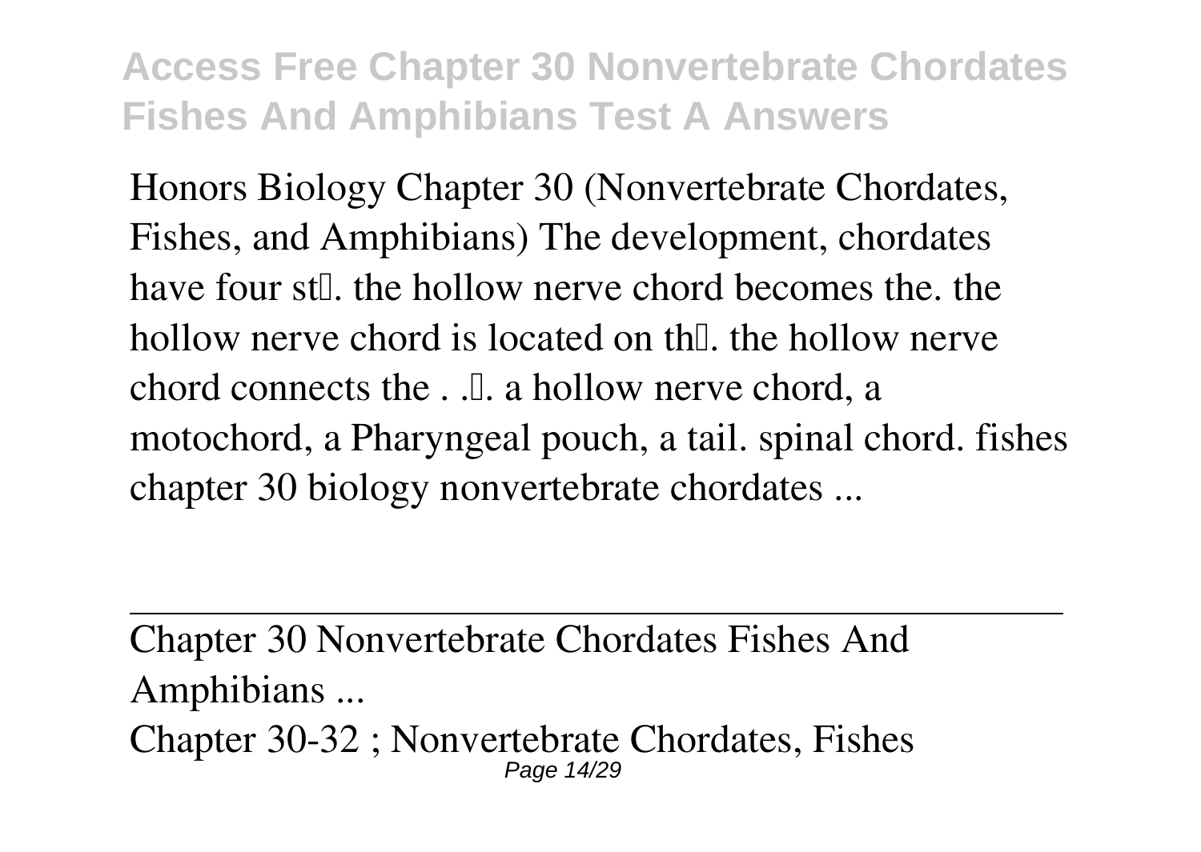Honors Biology Chapter 30 (Nonvertebrate Chordates, Fishes, and Amphibians) The development, chordates have four st. the hollow nerve chord becomes the. the hollow nerve chord is located on th. the hollow nerve chord connects the . .. a hollow nerve chord, a motochord, a Pharyngeal pouch, a tail. spinal chord. fishes chapter 30 biology nonvertebrate chordates ...

---

Chapter 30 Nonvertebrate Chordates Fishes And Amphibians ...

Chapter 30-32 ; Nonvertebrate Chordates, Fishes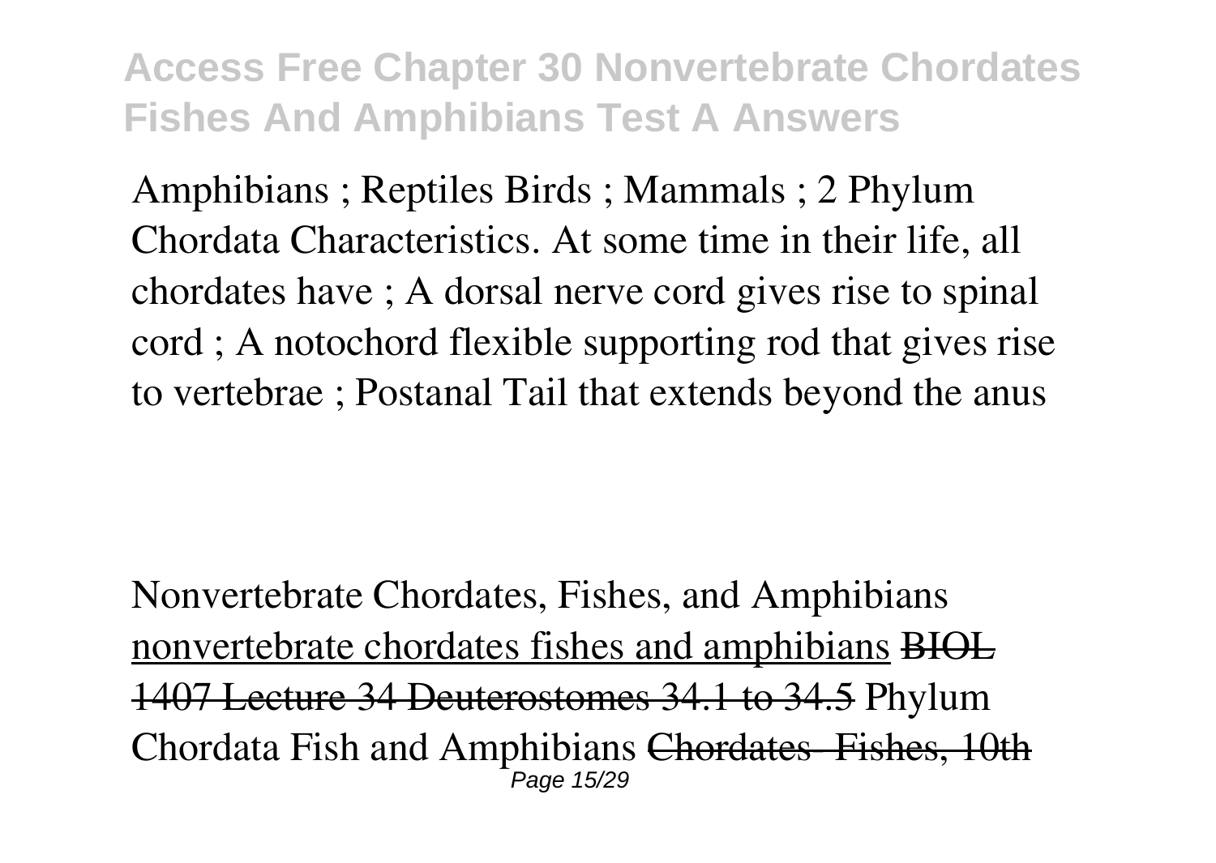Amphibians ; Reptiles Birds ; Mammals ; 2 Phylum Chordata Characteristics. At some time in their life, all chordates have ; A dorsal nerve cord gives rise to spinal cord ; A notochord flexible supporting rod that gives rise to vertebrae ; Postanal Tail that extends beyond the anus

Nonvertebrate Chordates, Fishes, and Amphibians nonvertebrate chordates fishes and amphibians ~~BIOL 1407 Lecture 34 Deuterostomes 34.1 to 34.5~~ Phylum Chordata Fish and Amphibians ~~Chordates- Fishes, 10th~~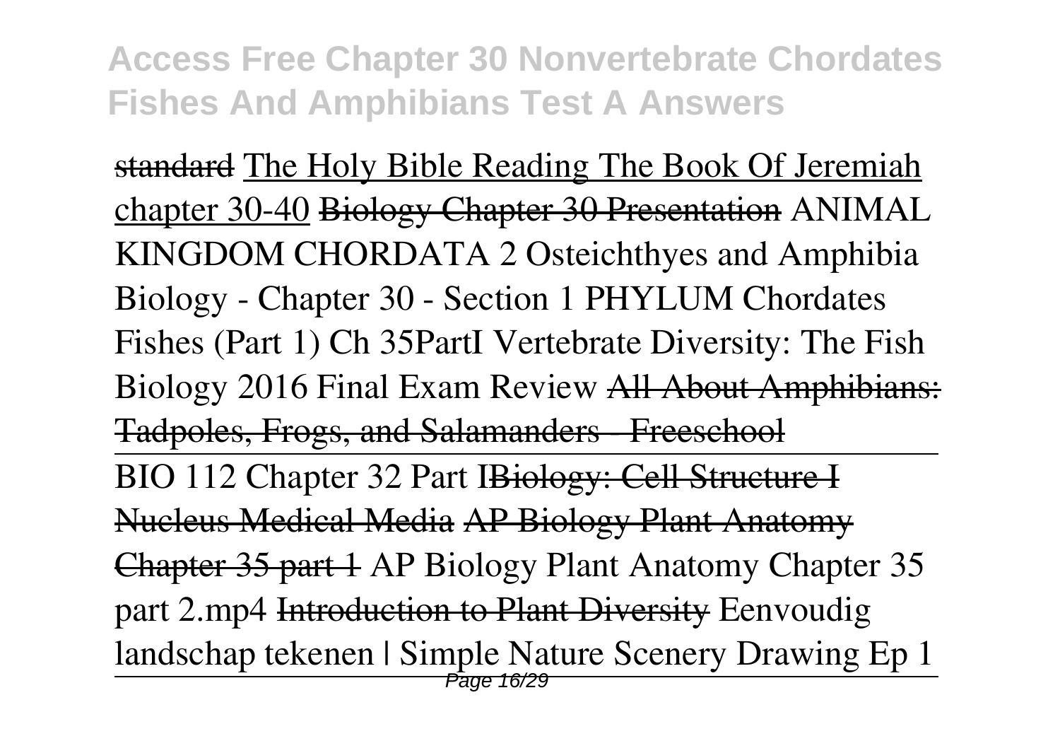standard The Holy Bible Reading The Book Of Jeremiah chapter 30-40 Biology Chapter 30 Presentation ANIMAL KINGDOM CHORDATA 2 Osteichthyes and Amphibia Biology - Chapter 30 - Section 1 PHYLUM Chordates Fishes (Part 1) Ch 35PartI Vertebrate Diversity: The Fish Biology 2016 Final Exam Review All About Amphibians: Tadpoles, Frogs, and Salamanders - Freeschool

---

BIO 112 Chapter 32 Part IBiology: Cell Structure I Nucleus Medical Media AP Biology Plant Anatomy Chapter 35 part 1 AP Biology Plant Anatomy Chapter 35 part 2.mp4 Introduction to Plant Diversity Eenvoudig landschap tekenen | Simple Nature Scenery Drawing Ep 1

---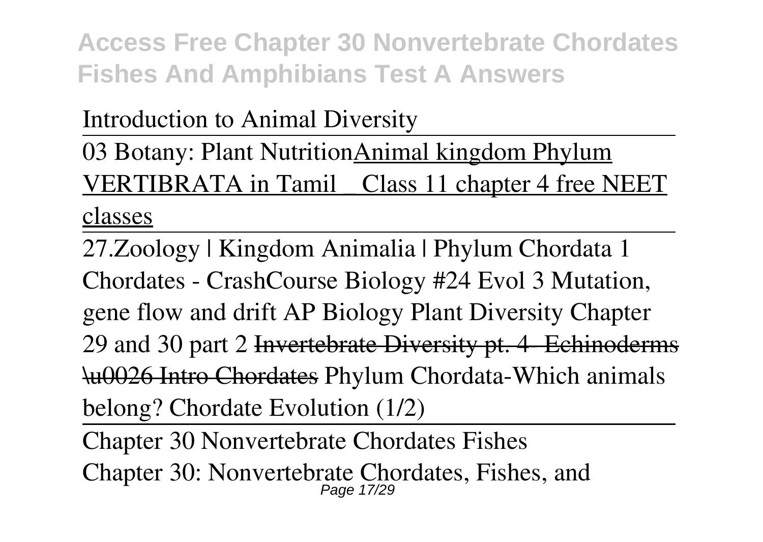Introduction to Animal Diversity

03 Botany: Plant NutritionAnimal kingdom Phylum VERTIBRATA in Tamil _ Class 11 chapter 4 free NEET classes

27.Zoology | Kingdom Animalia | Phylum Chordata 1 Chordates - CrashCourse Biology #24 Evol 3 Mutation, gene flow and drift AP Biology Plant Diversity Chapter 29 and 30 part 2 ~~Invertebrate Diversity pt. 4- Echinoderms \u0026 Intro Chordates~~ Phylum Chordata-Which animals belong? Chordate Evolution (1/2)

Chapter 30 Nonvertebrate Chordates Fishes

Chapter 30: Nonvertebrate Chordates, Fishes, and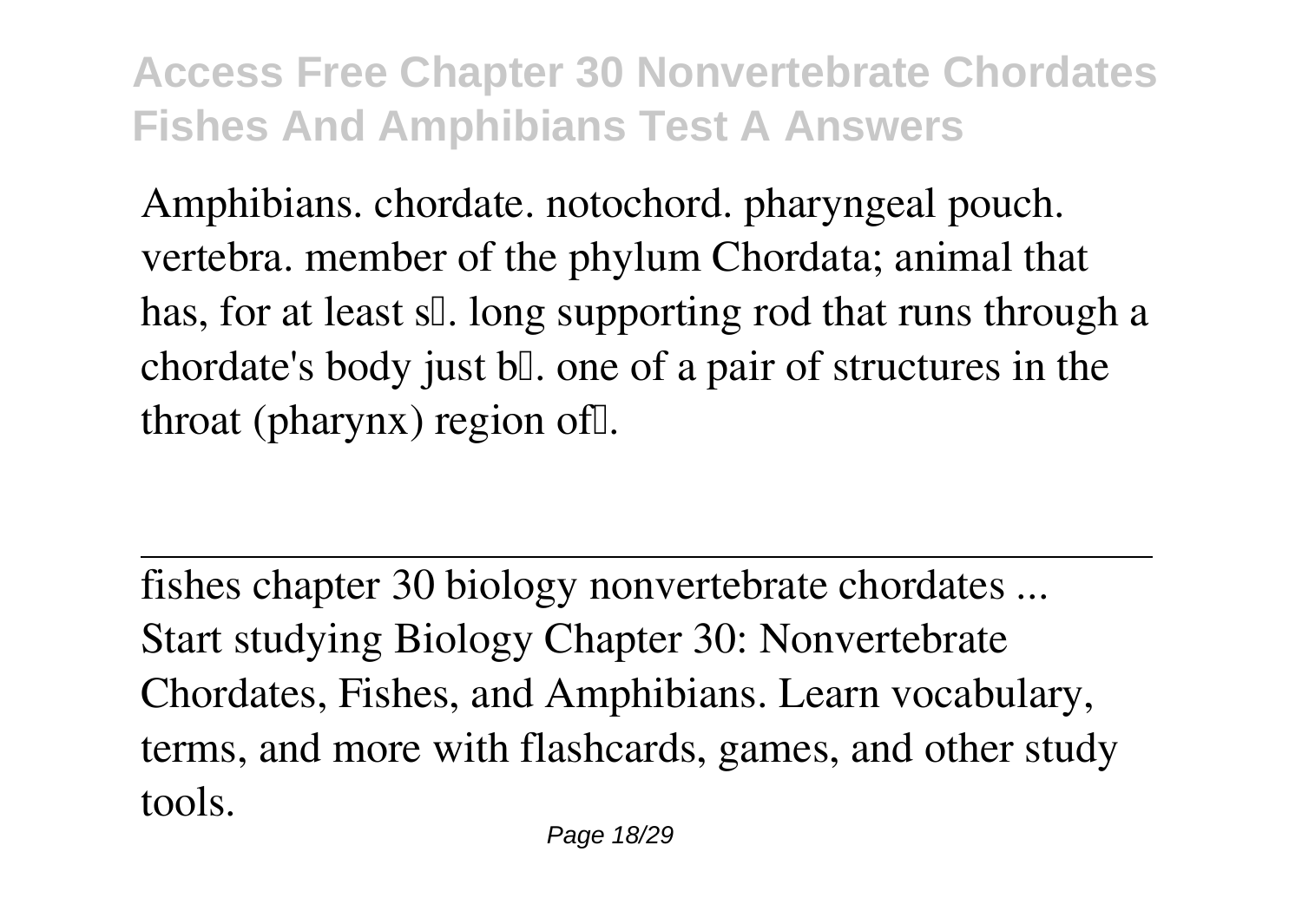Amphibians. chordate. notochord. pharyngeal pouch. vertebra. member of the phylum Chordata; animal that has, for at least s…. long supporting rod that runs through a chordate's body just b…. one of a pair of structures in the throat (pharynx) region of….

---

fishes chapter 30 biology nonvertebrate chordates ...

Start studying Biology Chapter 30: Nonvertebrate Chordates, Fishes, and Amphibians. Learn vocabulary, terms, and more with flashcards, games, and other study tools.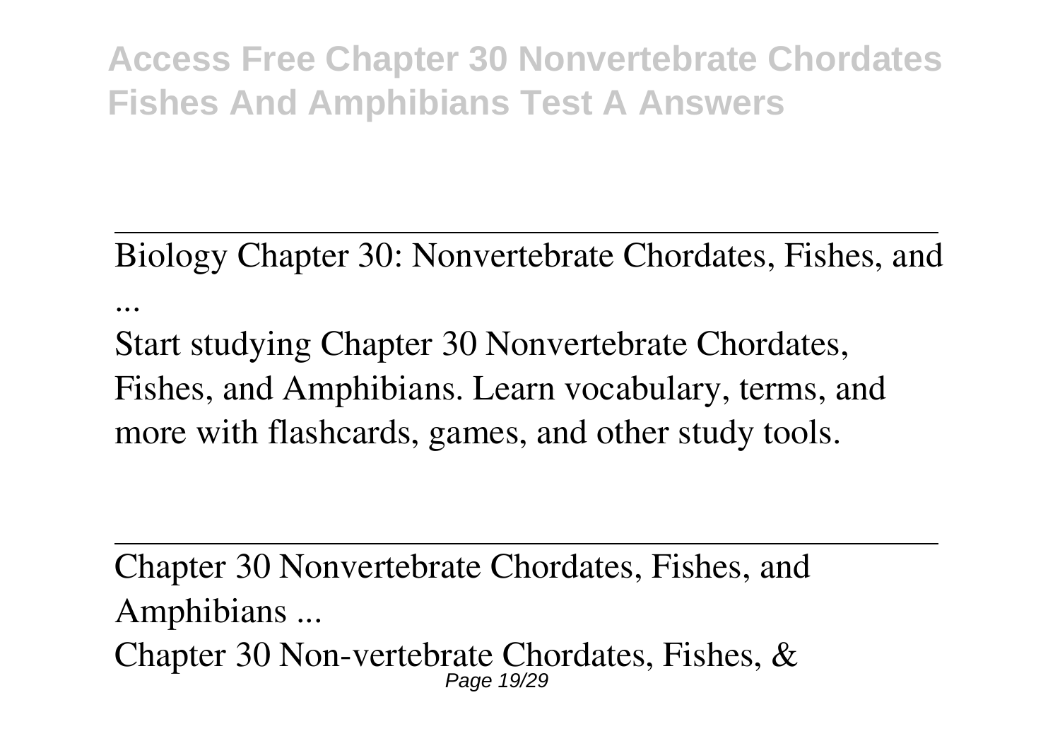Biology Chapter 30: Nonvertebrate Chordates, Fishes, and ...

Start studying Chapter 30 Nonvertebrate Chordates, Fishes, and Amphibians. Learn vocabulary, terms, and more with flashcards, games, and other study tools.

Chapter 30 Nonvertebrate Chordates, Fishes, and Amphibians ...

Chapter 30 Non-vertebrate Chordates, Fishes, &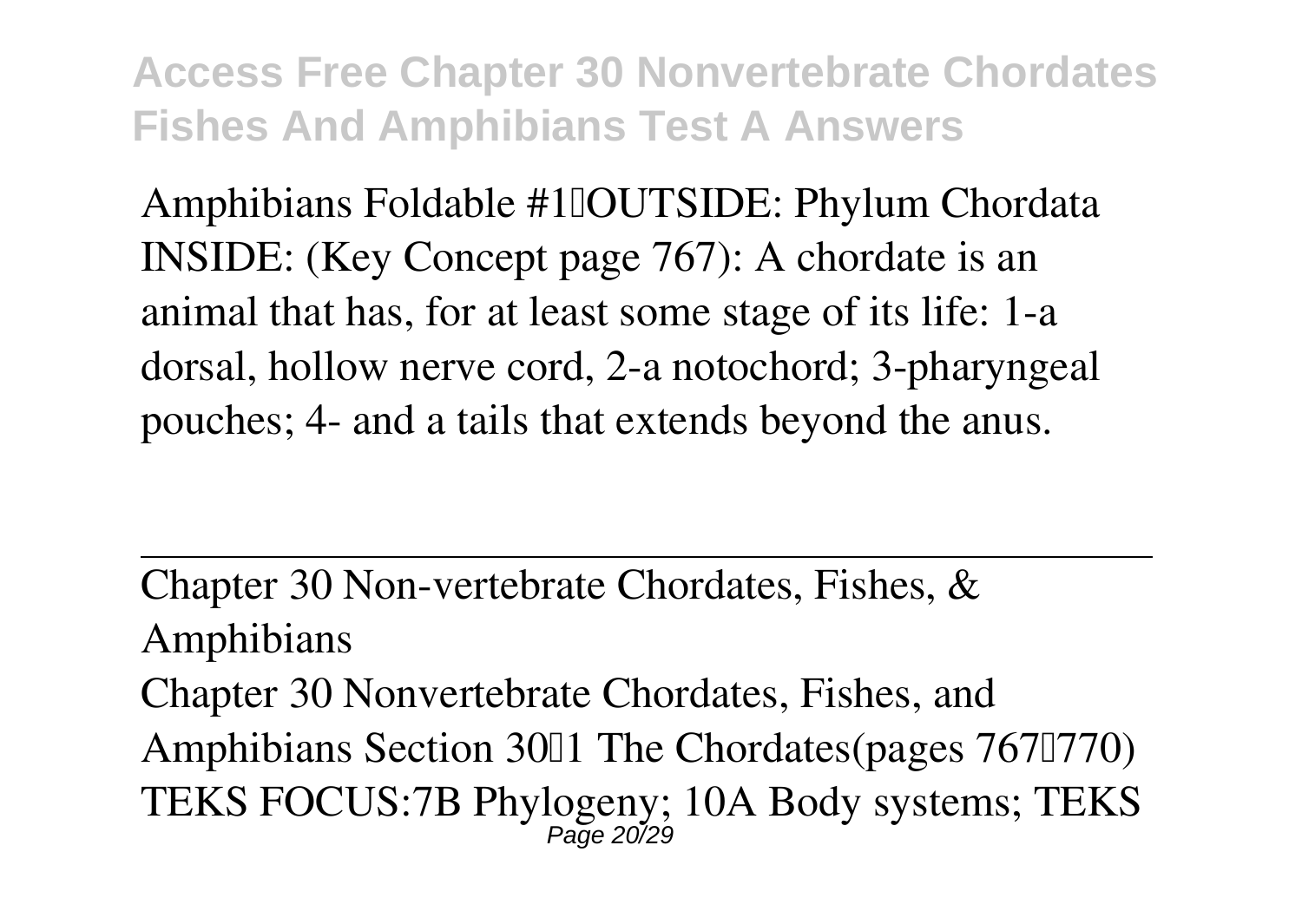Amphibians Foldable #1–OUTSIDE: Phylum Chordata INSIDE: (Key Concept page 767): A chordate is an animal that has, for at least some stage of its life: 1-a dorsal, hollow nerve cord, 2-a notochord; 3-pharyngeal pouches; 4- and a tails that extends beyond the anus.

---

Chapter 30 Non-vertebrate Chordates, Fishes, & Amphibians

Chapter 30 Nonvertebrate Chordates, Fishes, and Amphibians Section 30–1 The Chordates(pages 767–770) TEKS FOCUS:7B Phylogeny; 10A Body systems; TEKS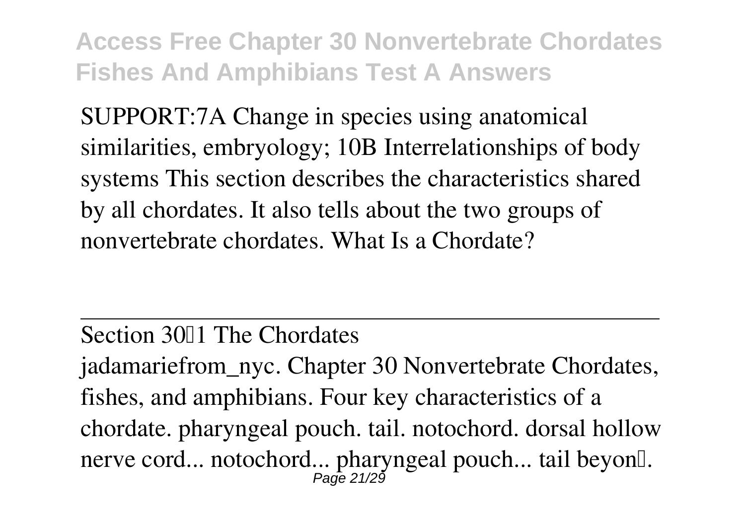SUPPORT:7A Change in species using anatomical similarities, embryology; 10B Interrelationships of body systems This section describes the characteristics shared by all chordates. It also tells about the two groups of nonvertebrate chordates. What Is a Chordate?

---

Section 30–1 The Chordates

jadamariefrom_nyc. Chapter 30 Nonvertebrate Chordates, fishes, and amphibians. Four key characteristics of a chordate. pharyngeal pouch. tail. notochord. dorsal hollow nerve cord... notochord... pharyngeal pouch... tail beyon….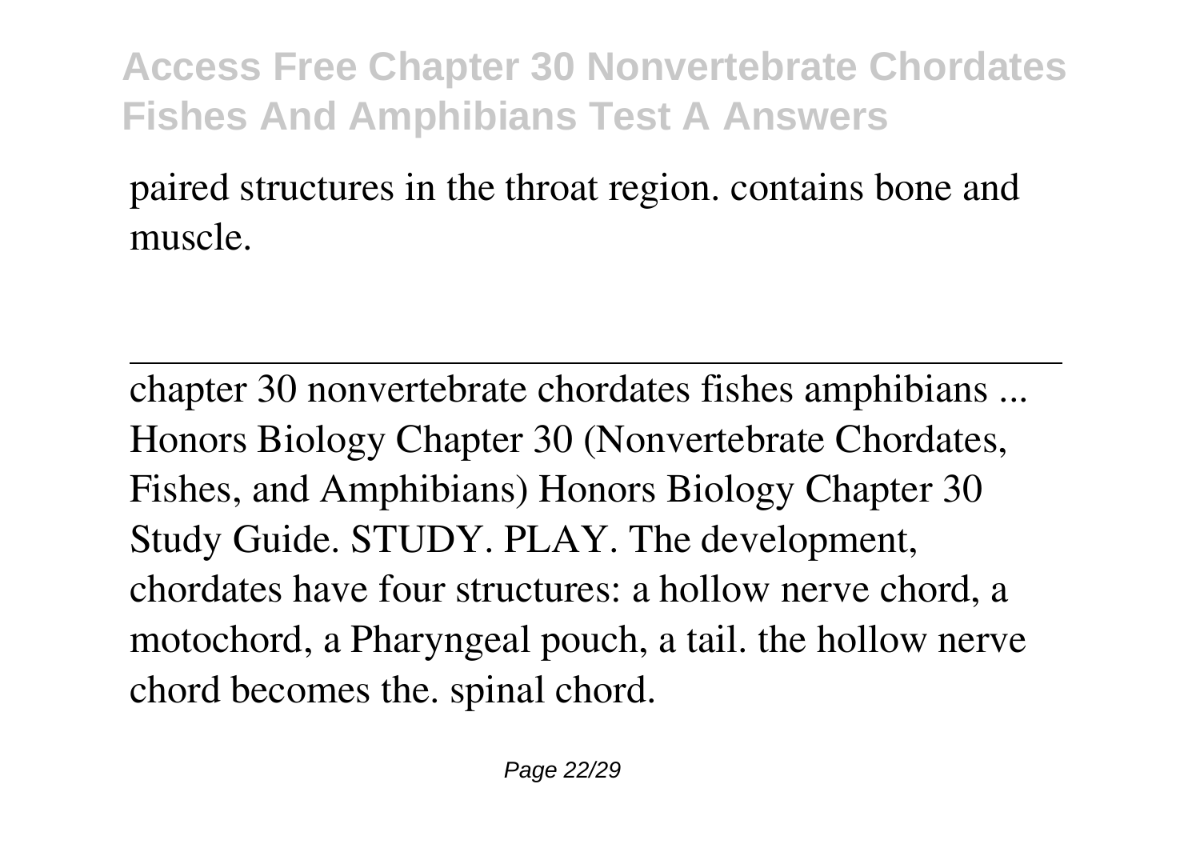paired structures in the throat region. contains bone and muscle.

---

chapter 30 nonvertebrate chordates fishes amphibians ...
Honors Biology Chapter 30 (Nonvertebrate Chordates, Fishes, and Amphibians) Honors Biology Chapter 30 Study Guide. STUDY. PLAY. The development, chordates have four structures: a hollow nerve chord, a motochord, a Pharyngeal pouch, a tail. the hollow nerve chord becomes the. spinal chord.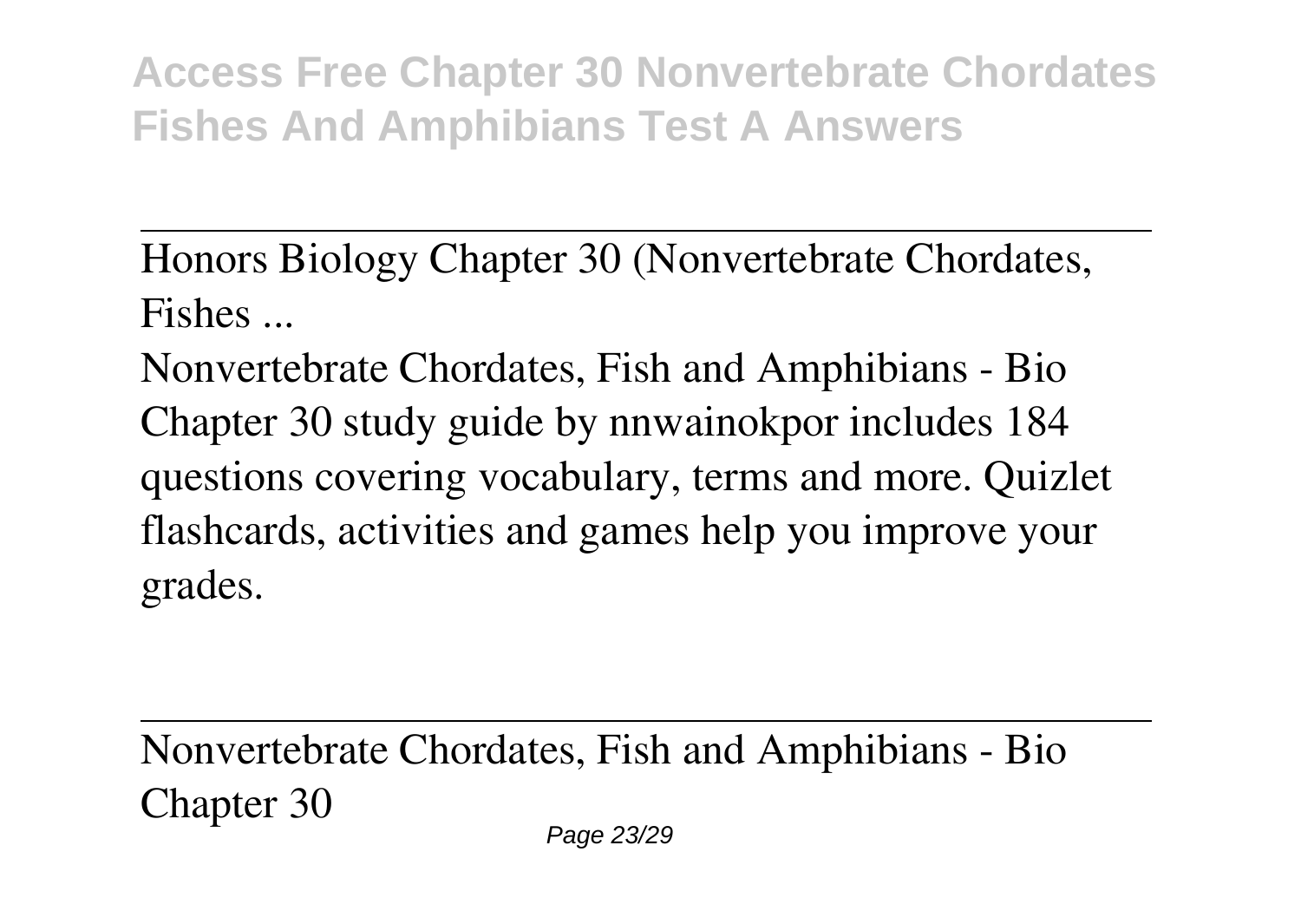Honors Biology Chapter 30 (Nonvertebrate Chordates, Fishes ...

Nonvertebrate Chordates, Fish and Amphibians - Bio Chapter 30 study guide by nnwainokpor includes 184 questions covering vocabulary, terms and more. Quizlet flashcards, activities and games help you improve your grades.

Nonvertebrate Chordates, Fish and Amphibians - Bio Chapter 30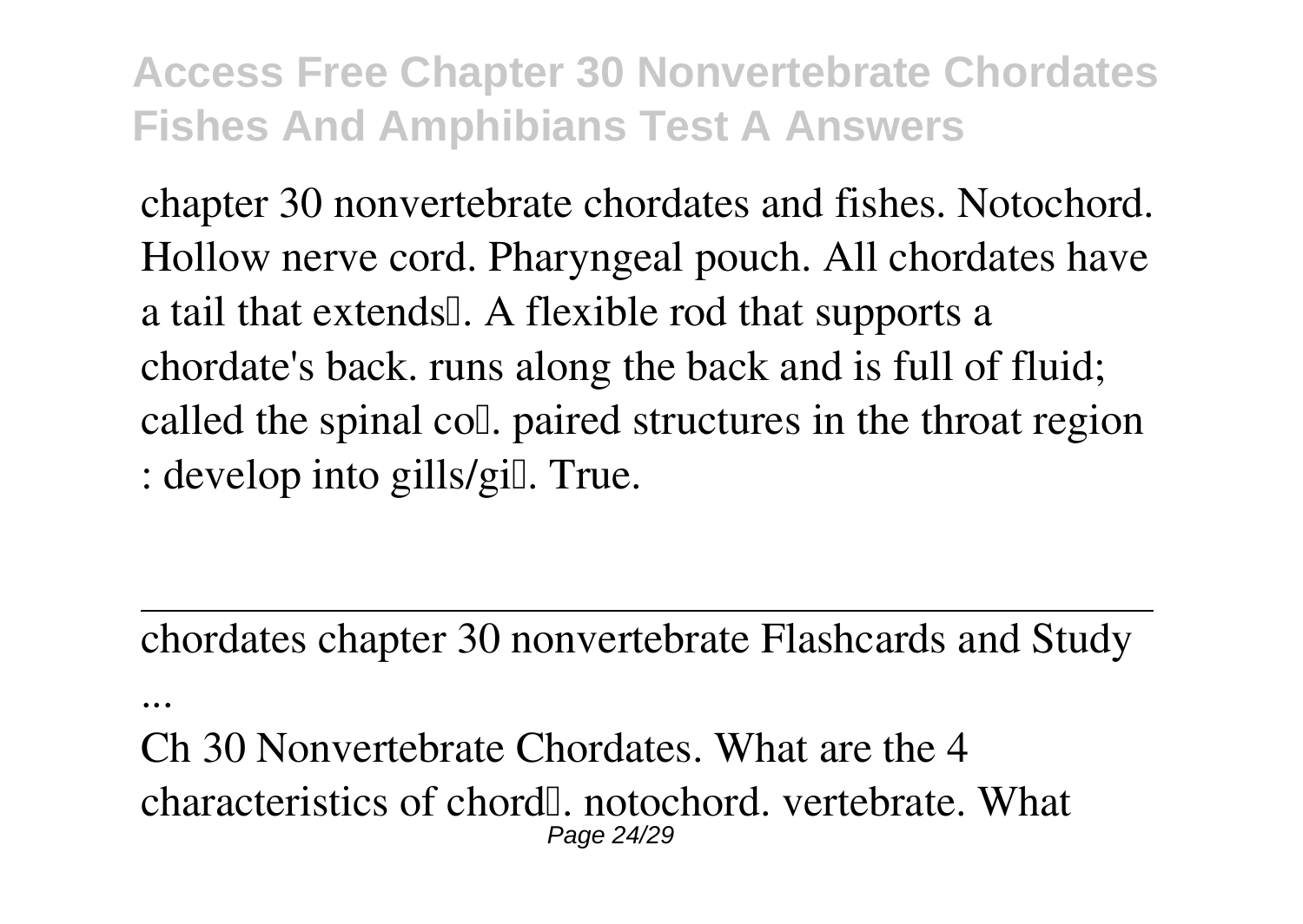chapter 30 nonvertebrate chordates and fishes. Notochord. Hollow nerve cord. Pharyngeal pouch. All chordates have a tail that extends…. A flexible rod that supports a chordate's back. runs along the back and is full of fluid; called the spinal co…. paired structures in the throat region : develop into gills/gi…. True.

---

chordates chapter 30 nonvertebrate Flashcards and Study ...

Ch 30 Nonvertebrate Chordates. What are the 4 characteristics of chord…. notochord. vertebrate. What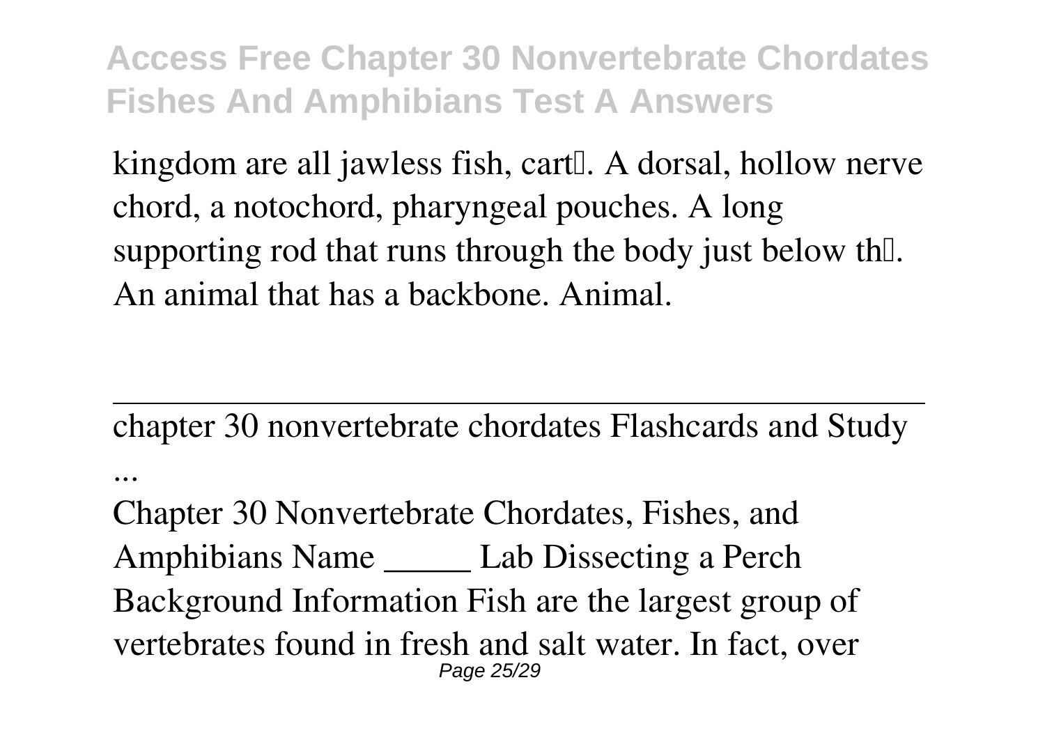kingdom are all jawless fish, cart. A dorsal, hollow nerve chord, a notochord, pharyngeal pouches. A long supporting rod that runs through the body just below th. An animal that has a backbone. Animal.

---

chapter 30 nonvertebrate chordates Flashcards and Study ...

Chapter 30 Nonvertebrate Chordates, Fishes, and Amphibians Name _____ Lab Dissecting a Perch Background Information Fish are the largest group of vertebrates found in fresh and salt water. In fact, over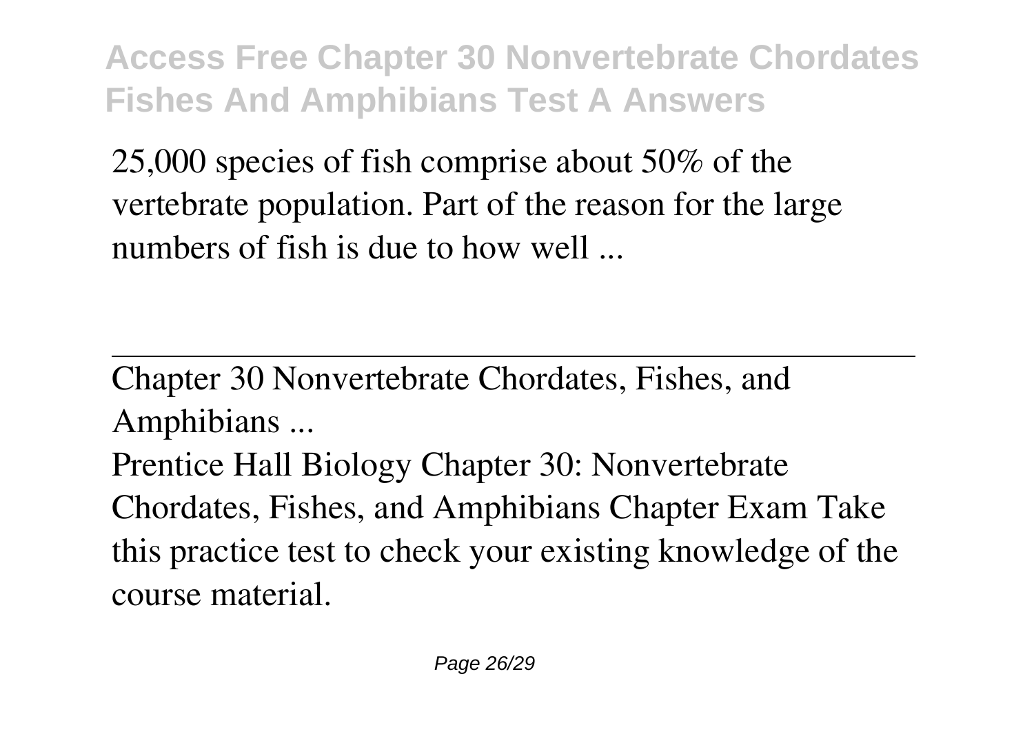25,000 species of fish comprise about 50% of the vertebrate population. Part of the reason for the large numbers of fish is due to how well ...

---

Chapter 30 Nonvertebrate Chordates, Fishes, and Amphibians ...

Prentice Hall Biology Chapter 30: Nonvertebrate Chordates, Fishes, and Amphibians Chapter Exam Take this practice test to check your existing knowledge of the course material.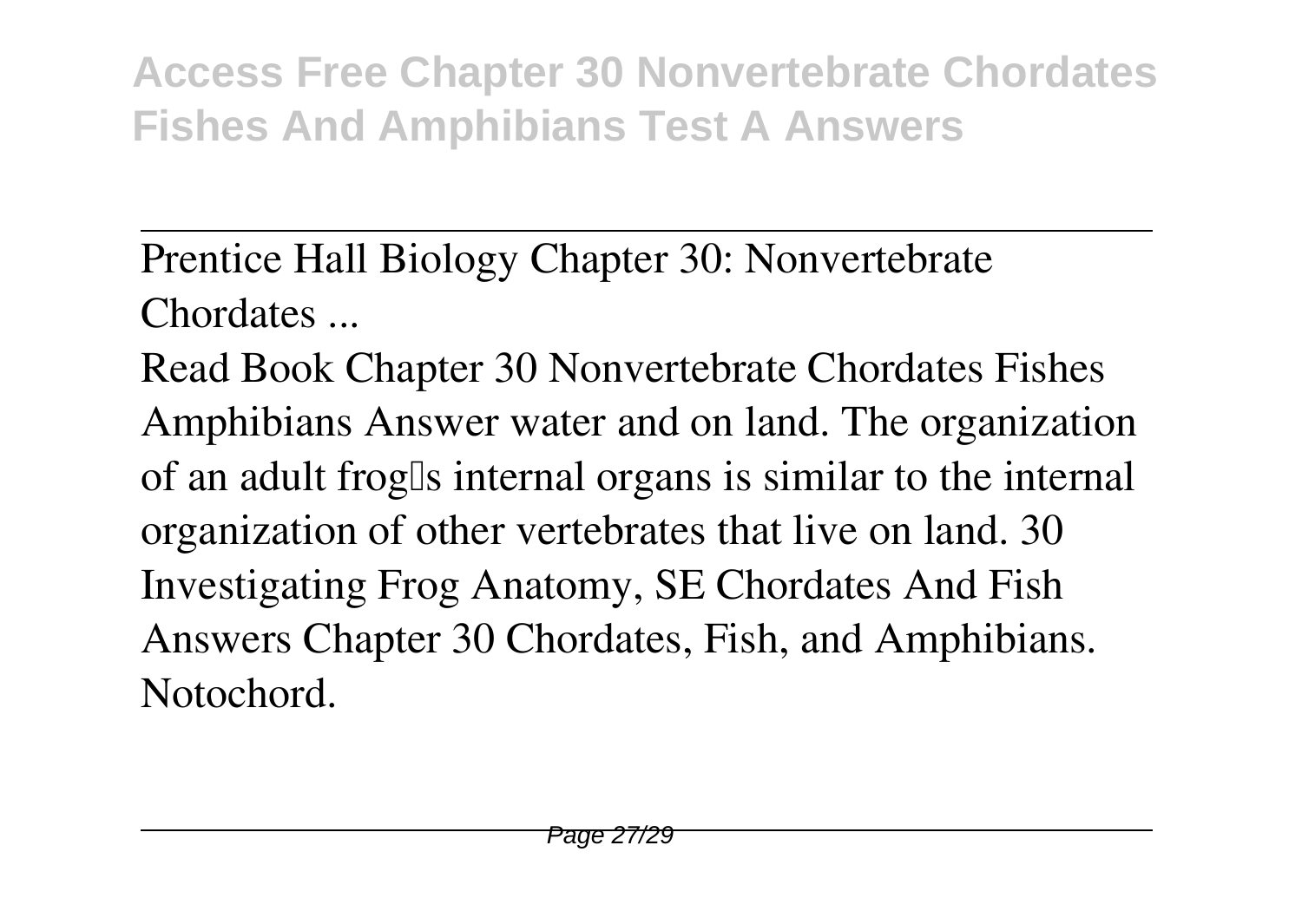Prentice Hall Biology Chapter 30: Nonvertebrate Chordates ...

Read Book Chapter 30 Nonvertebrate Chordates Fishes Amphibians Answer water and on land. The organization of an adult frog's internal organs is similar to the internal organization of other vertebrates that live on land. 30 Investigating Frog Anatomy, SE Chordates And Fish Answers Chapter 30 Chordates, Fish, and Amphibians. Notochord.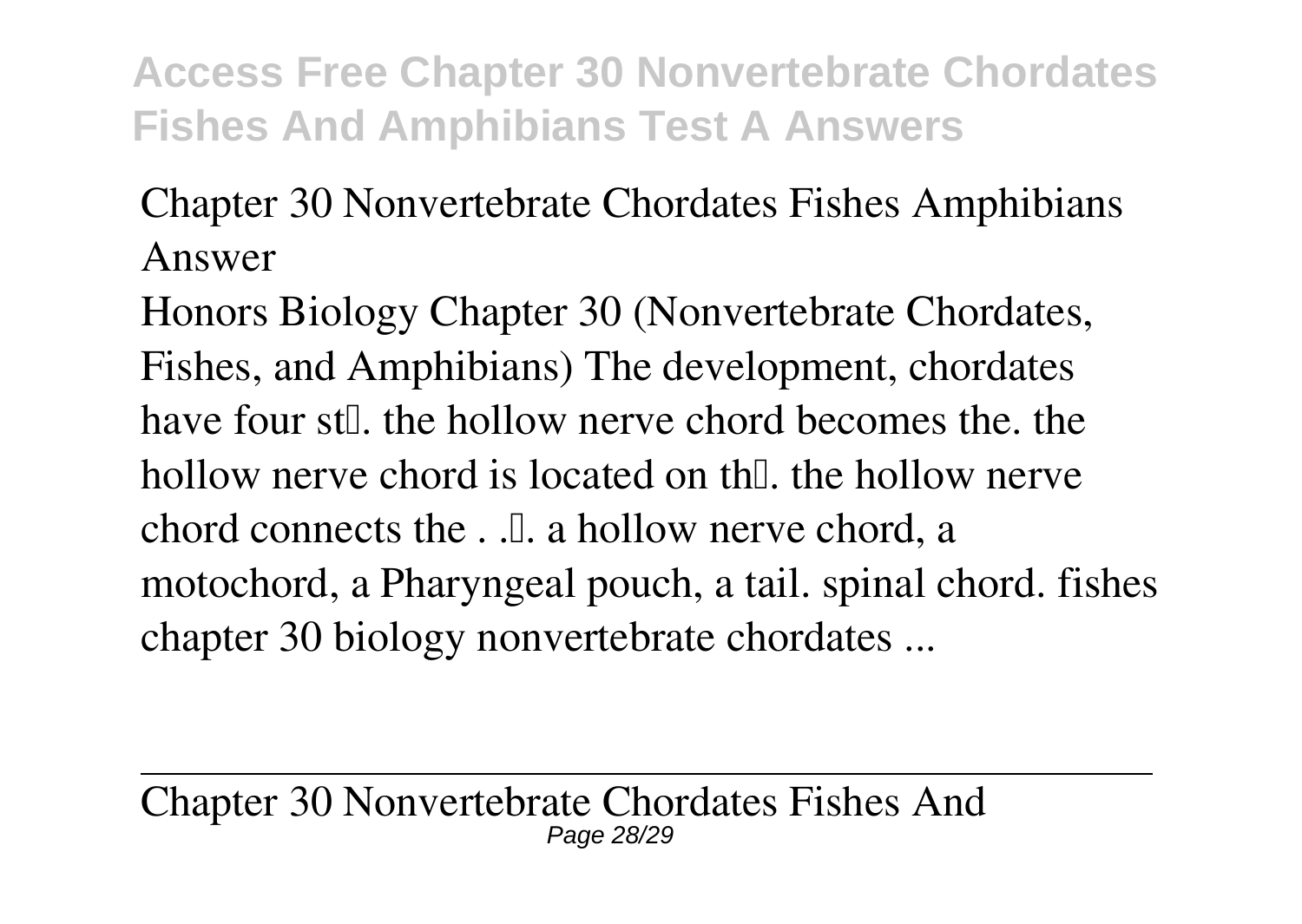Chapter 30 Nonvertebrate Chordates Fishes Amphibians Answer

Honors Biology Chapter 30 (Nonvertebrate Chordates, Fishes, and Amphibians) The development, chordates have four st. the hollow nerve chord becomes the. the hollow nerve chord is located on th. the hollow nerve chord connects the . .. a hollow nerve chord, a motochord, a Pharyngeal pouch, a tail. spinal chord. fishes chapter 30 biology nonvertebrate chordates ...

---

Chapter 30 Nonvertebrate Chordates Fishes And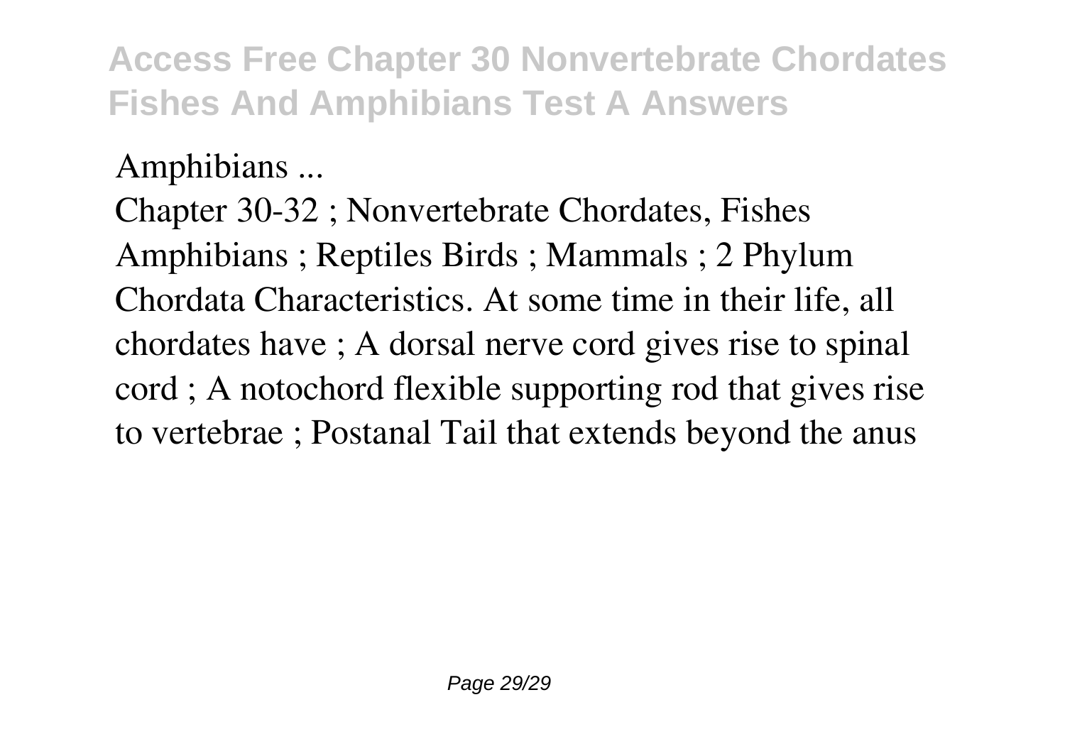Amphibians ...

Chapter 30-32 ; Nonvertebrate Chordates, Fishes Amphibians ; Reptiles Birds ; Mammals ; 2 Phylum Chordata Characteristics. At some time in their life, all chordates have ; A dorsal nerve cord gives rise to spinal cord ; A notochord flexible supporting rod that gives rise to vertebrae ; Postanal Tail that extends beyond the anus